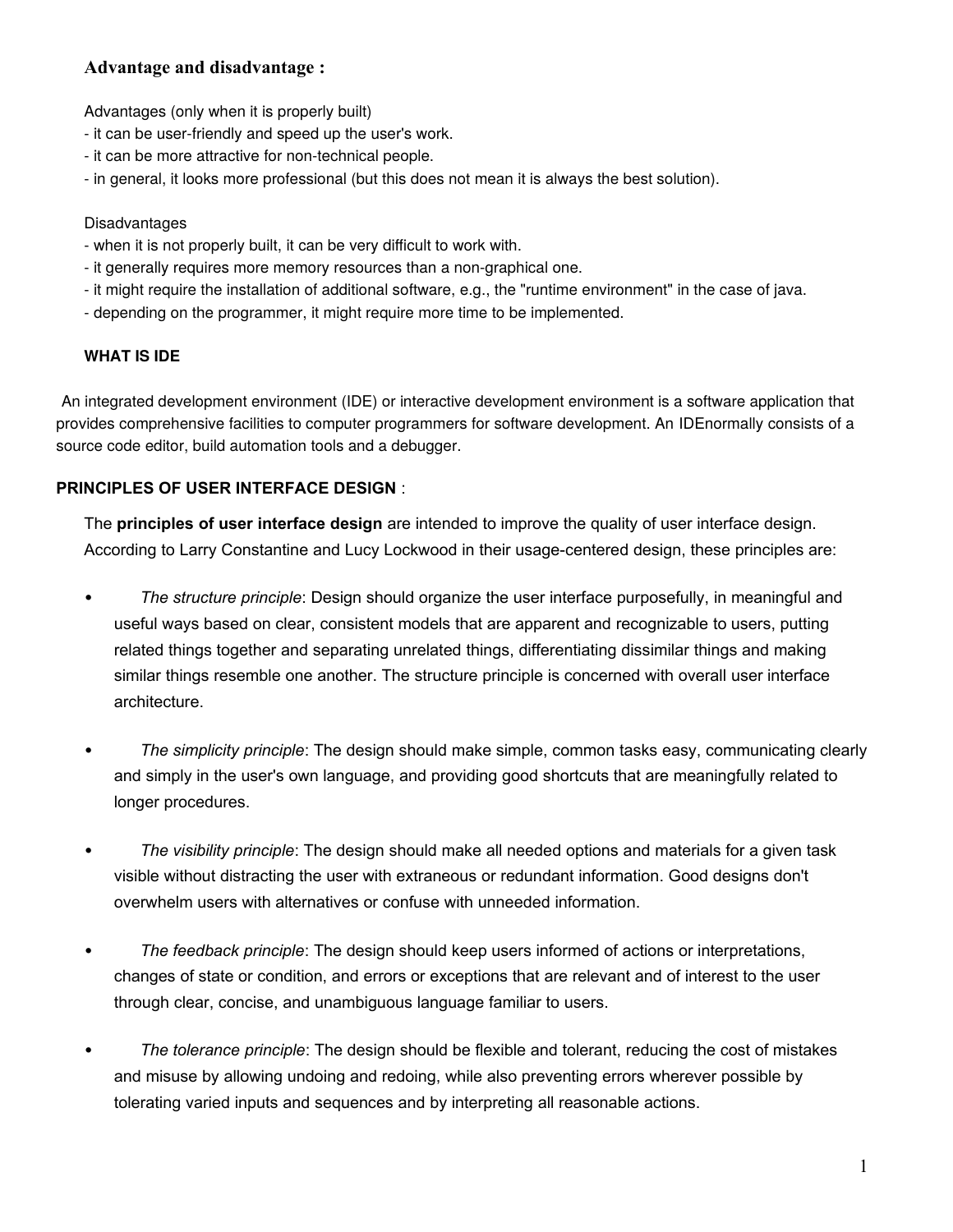## Advantage and disadvantage :

Advantages (only when it is properly built)
- it can be user-friendly and speed up the user's work.
- it can be more attractive for non-technical people.
- in general, it looks more professional (but this does not mean it is always the best solution).

Disadvantages
- when it is not properly built, it can be very difficult to work with.
- it generally requires more memory resources than a non-graphical one.
- it might require the installation of additional software, e.g., the "runtime environment" in the case of java.
- depending on the programmer, it might require more time to be implemented.

### WHAT IS IDE

An integrated development environment (IDE) or interactive development environment is a software application that provides comprehensive facilities to computer programmers for software development. An IDEnormally consists of a source code editor, build automation tools and a debugger.

### PRINCIPLES OF USER INTERFACE DESIGN :

The **principles of user interface design** are intended to improve the quality of user interface design. According to Larry Constantine and Lucy Lockwood in their usage-centered design, these principles are:

- *The structure principle*: Design should organize the user interface purposefully, in meaningful and useful ways based on clear, consistent models that are apparent and recognizable to users, putting related things together and separating unrelated things, differentiating dissimilar things and making similar things resemble one another. The structure principle is concerned with overall user interface architecture.

- *The simplicity principle*: The design should make simple, common tasks easy, communicating clearly and simply in the user's own language, and providing good shortcuts that are meaningfully related to longer procedures.

- *The visibility principle*: The design should make all needed options and materials for a given task visible without distracting the user with extraneous or redundant information. Good designs don't overwhelm users with alternatives or confuse with unneeded information.

- *The feedback principle*: The design should keep users informed of actions or interpretations, changes of state or condition, and errors or exceptions that are relevant and of interest to the user through clear, concise, and unambiguous language familiar to users.

- *The tolerance principle*: The design should be flexible and tolerant, reducing the cost of mistakes and misuse by allowing undoing and redoing, while also preventing errors wherever possible by tolerating varied inputs and sequences and by interpreting all reasonable actions.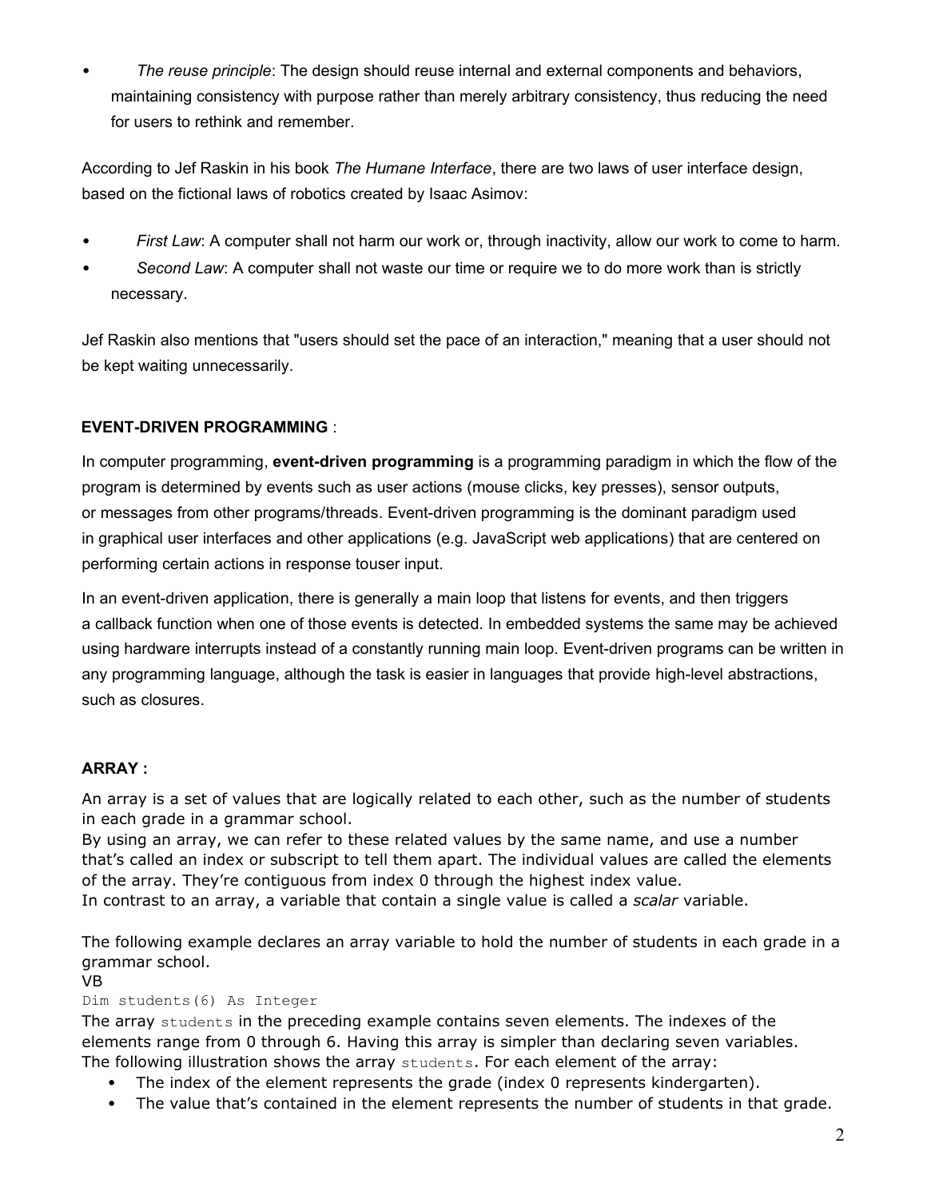- *The reuse principle*: The design should reuse internal and external components and behaviors, maintaining consistency with purpose rather than merely arbitrary consistency, thus reducing the need for users to rethink and remember.

According to Jef Raskin in his book *The Humane Interface*, there are two laws of user interface design, based on the fictional laws of robotics created by Isaac Asimov:

- *First Law*: A computer shall not harm our work or, through inactivity, allow our work to come to harm.
- *Second Law*: A computer shall not waste our time or require we to do more work than is strictly necessary.

Jef Raskin also mentions that "users should set the pace of an interaction," meaning that a user should not be kept waiting unnecessarily.

## EVENT-DRIVEN PROGRAMMING :

In computer programming, **event-driven programming** is a programming paradigm in which the flow of the program is determined by events such as user actions (mouse clicks, key presses), sensor outputs, or messages from other programs/threads. Event-driven programming is the dominant paradigm used in graphical user interfaces and other applications (e.g. JavaScript web applications) that are centered on performing certain actions in response touser input.

In an event-driven application, there is generally a main loop that listens for events, and then triggers a callback function when one of those events is detected. In embedded systems the same may be achieved using hardware interrupts instead of a constantly running main loop. Event-driven programs can be written in any programming language, although the task is easier in languages that provide high-level abstractions, such as closures.

## ARRAY :

An array is a set of values that are logically related to each other, such as the number of students in each grade in a grammar school.
By using an array, we can refer to these related values by the same name, and use a number that's called an index or subscript to tell them apart. The individual values are called the elements of the array. They're contiguous from index 0 through the highest index value.
In contrast to an array, a variable that contain a single value is called a *scalar* variable.

The following example declares an array variable to hold the number of students in each grade in a grammar school.
VB

```
Dim students(6) As Integer
```

The array `students` in the preceding example contains seven elements. The indexes of the elements range from 0 through 6. Having this array is simpler than declaring seven variables.
The following illustration shows the array `students`. For each element of the array:

- The index of the element represents the grade (index 0 represents kindergarten).
- The value that's contained in the element represents the number of students in that grade.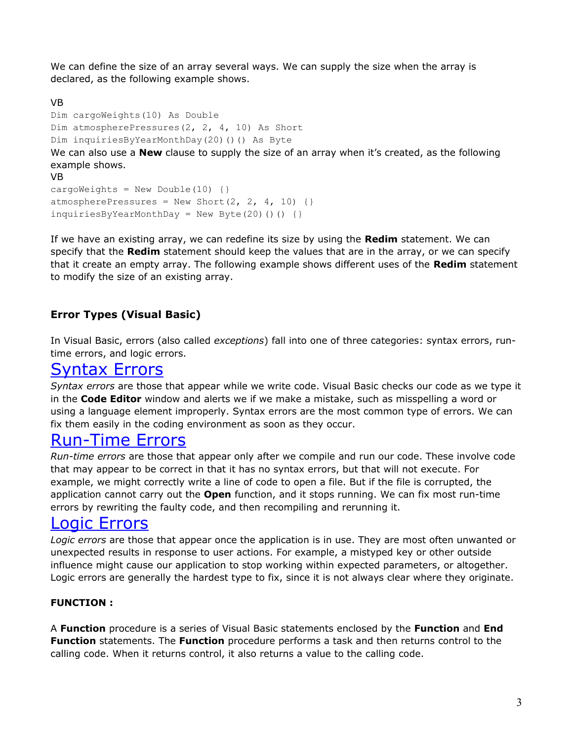We can define the size of an array several ways. We can supply the size when the array is declared, as the following example shows.

VB

```
Dim cargoWeights(10) As Double
Dim atmospherePressures(2, 2, 4, 10) As Short
Dim inquiriesByYearMonthDay(20)()() As Byte
```

We can also use a **New** clause to supply the size of an array when it's created, as the following example shows.

VB

```
cargoWeights = New Double(10) {}
atmospherePressures = New Short(2, 2, 4, 10) {}
inquiriesByYearMonthDay = New Byte(20)()() {}
```

If we have an existing array, we can redefine its size by using the **Redim** statement. We can specify that the **Redim** statement should keep the values that are in the array, or we can specify that it create an empty array. The following example shows different uses of the **Redim** statement to modify the size of an existing array.

### Error Types (Visual Basic)

In Visual Basic, errors (also called *exceptions*) fall into one of three categories: syntax errors, run-time errors, and logic errors.

## Syntax Errors

*Syntax errors* are those that appear while we write code. Visual Basic checks our code as we type it in the **Code Editor** window and alerts we if we make a mistake, such as misspelling a word or using a language element improperly. Syntax errors are the most common type of errors. We can fix them easily in the coding environment as soon as they occur.

## Run-Time Errors

*Run-time errors* are those that appear only after we compile and run our code. These involve code that may appear to be correct in that it has no syntax errors, but that will not execute. For example, we might correctly write a line of code to open a file. But if the file is corrupted, the application cannot carry out the **Open** function, and it stops running. We can fix most run-time errors by rewriting the faulty code, and then recompiling and rerunning it.

## Logic Errors

*Logic errors* are those that appear once the application is in use. They are most often unwanted or unexpected results in response to user actions. For example, a mistyped key or other outside influence might cause our application to stop working within expected parameters, or altogether. Logic errors are generally the hardest type to fix, since it is not always clear where they originate.

### FUNCTION :

A **Function** procedure is a series of Visual Basic statements enclosed by the **Function** and **End Function** statements. The **Function** procedure performs a task and then returns control to the calling code. When it returns control, it also returns a value to the calling code.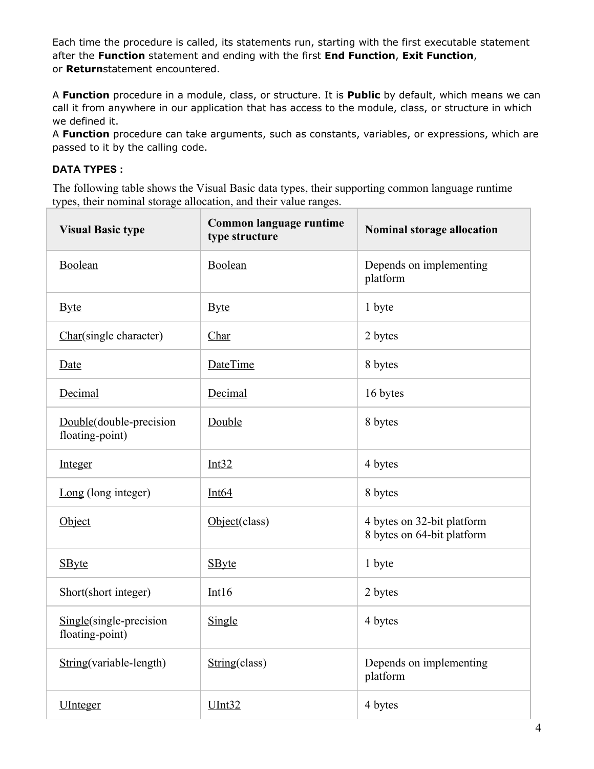Each time the procedure is called, its statements run, starting with the first executable statement after the **Function** statement and ending with the first **End Function**, **Exit Function**, or **Return**statement encountered.

A **Function** procedure in a module, class, or structure. It is **Public** by default, which means we can call it from anywhere in our application that has access to the module, class, or structure in which we defined it.
A **Function** procedure can take arguments, such as constants, variables, or expressions, which are passed to it by the calling code.

**DATA TYPES :**

The following table shows the Visual Basic data types, their supporting common language runtime types, their nominal storage allocation, and their value ranges.

| Visual Basic type | Common language runtime type structure | Nominal storage allocation |
|---|---|---|
| Boolean | Boolean | Depends on implementing platform |
| Byte | Byte | 1 byte |
| Char(single character) | Char | 2 bytes |
| Date | DateTime | 8 bytes |
| Decimal | Decimal | 16 bytes |
| Double(double-precision floating-point) | Double | 8 bytes |
| Integer | Int32 | 4 bytes |
| Long (long integer) | Int64 | 8 bytes |
| Object | Object(class) | 4 bytes on 32-bit platform<br>8 bytes on 64-bit platform |
| SByte | SByte | 1 byte |
| Short(short integer) | Int16 | 2 bytes |
| Single(single-precision floating-point) | Single | 4 bytes |
| String(variable-length) | String(class) | Depends on implementing platform |
| UInteger | UInt32 | 4 bytes |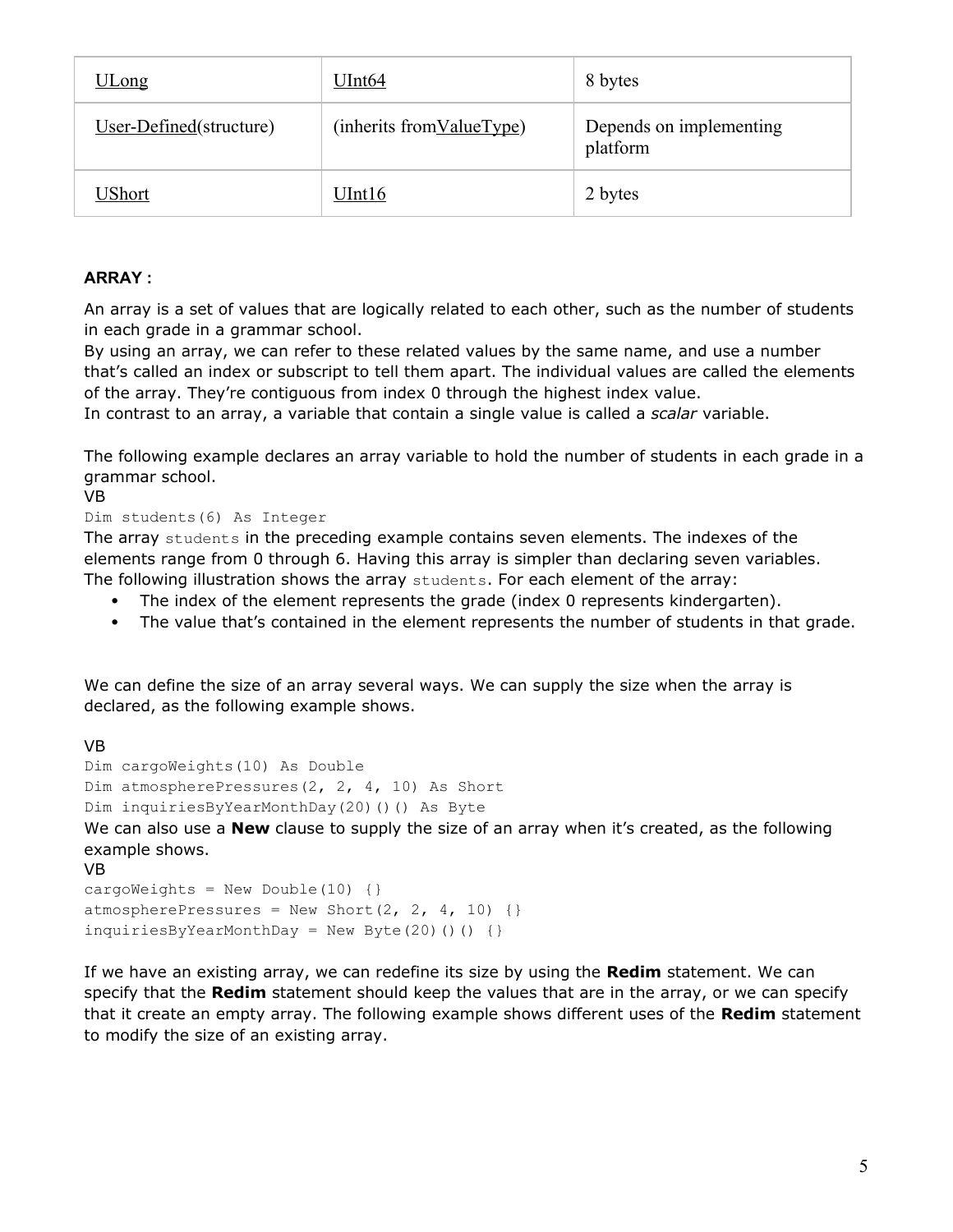| ULong | UInt64 | 8 bytes |
|---|---|---|
| User-Defined(structure) | (inherits fromValueType) | Depends on implementing platform |
| UShort | UInt16 | 2 bytes |

**ARRAY :**

An array is a set of values that are logically related to each other, such as the number of students in each grade in a grammar school.
By using an array, we can refer to these related values by the same name, and use a number that's called an index or subscript to tell them apart. The individual values are called the elements of the array. They're contiguous from index 0 through the highest index value.
In contrast to an array, a variable that contain a single value is called a *scalar* variable.

The following example declares an array variable to hold the number of students in each grade in a grammar school.

VB

```
Dim students(6) As Integer
```

The array `students` in the preceding example contains seven elements. The indexes of the elements range from 0 through 6. Having this array is simpler than declaring seven variables.
The following illustration shows the array `students`. For each element of the array:

- The index of the element represents the grade (index 0 represents kindergarten).
- The value that's contained in the element represents the number of students in that grade.

We can define the size of an array several ways. We can supply the size when the array is declared, as the following example shows.

VB

```
Dim cargoWeights(10) As Double
Dim atmospherePressures(2, 2, 4, 10) As Short
Dim inquiriesByYearMonthDay(20)()() As Byte
```

We can also use a **New** clause to supply the size of an array when it's created, as the following example shows.

VB

```
cargoWeights = New Double(10) {}
atmospherePressures = New Short(2, 2, 4, 10) {}
inquiriesByYearMonthDay = New Byte(20)()() {}
```

If we have an existing array, we can redefine its size by using the **Redim** statement. We can specify that the **Redim** statement should keep the values that are in the array, or we can specify that it create an empty array. The following example shows different uses of the **Redim** statement to modify the size of an existing array.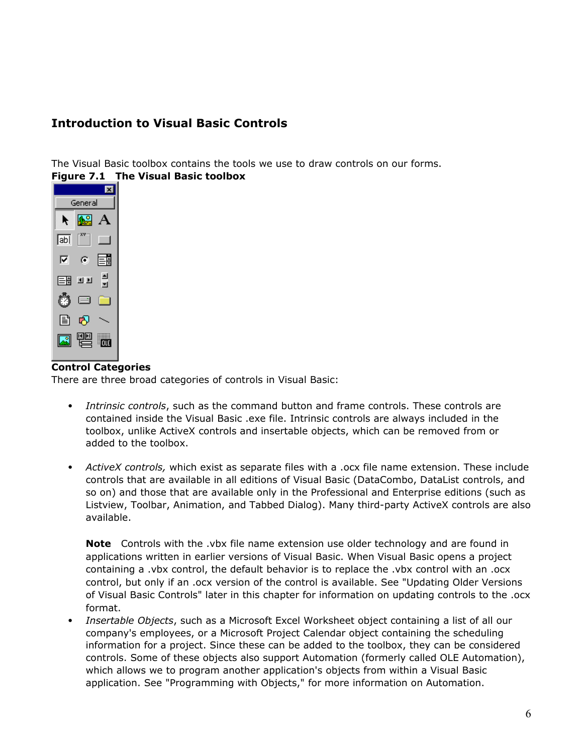## Introduction to Visual Basic Controls

The Visual Basic toolbox contains the tools we use to draw controls on our forms.

**Figure 7.1 The Visual Basic toolbox**

**Control Categories**

There are three broad categories of controls in Visual Basic:

- *Intrinsic controls*, such as the command button and frame controls. These controls are contained inside the Visual Basic .exe file. Intrinsic controls are always included in the toolbox, unlike ActiveX controls and insertable objects, which can be removed from or added to the toolbox.

- *ActiveX controls,* which exist as separate files with a .ocx file name extension. These include controls that are available in all editions of Visual Basic (DataCombo, DataList controls, and so on) and those that are available only in the Professional and Enterprise editions (such as Listview, Toolbar, Animation, and Tabbed Dialog). Many third-party ActiveX controls are also available.

  **Note** Controls with the .vbx file name extension use older technology and are found in applications written in earlier versions of Visual Basic. When Visual Basic opens a project containing a .vbx control, the default behavior is to replace the .vbx control with an .ocx control, but only if an .ocx version of the control is available. See "Updating Older Versions of Visual Basic Controls" later in this chapter for information on updating controls to the .ocx format.

- *Insertable Objects*, such as a Microsoft Excel Worksheet object containing a list of all our company's employees, or a Microsoft Project Calendar object containing the scheduling information for a project. Since these can be added to the toolbox, they can be considered controls. Some of these objects also support Automation (formerly called OLE Automation), which allows we to program another application's objects from within a Visual Basic application. See "Programming with Objects," for more information on Automation.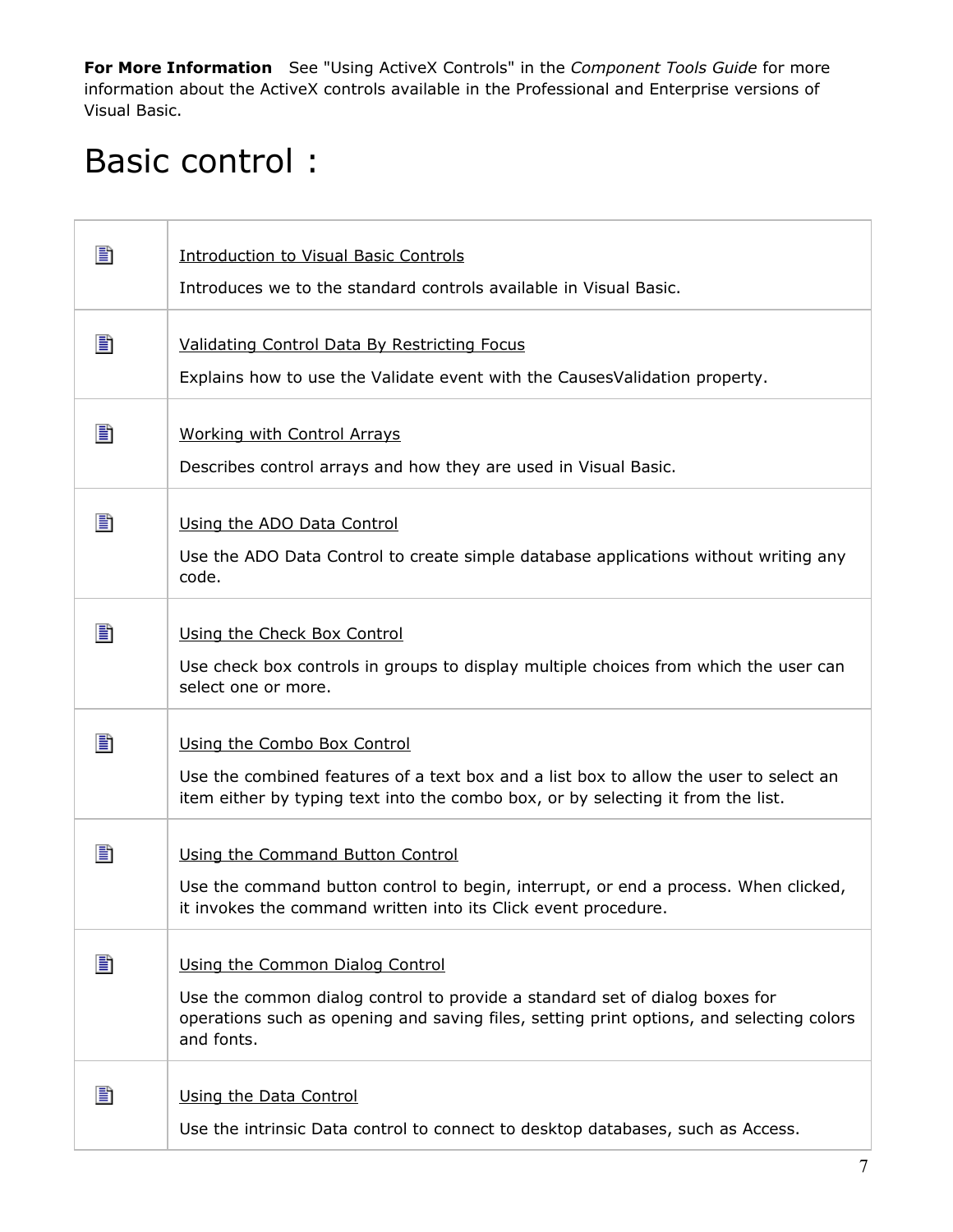**For More Information** See "Using ActiveX Controls" in the *Component Tools Guide* for more information about the ActiveX controls available in the Professional and Enterprise versions of Visual Basic.

# Basic control :

| | |
|---|---|
| 🗎 | Introduction to Visual Basic Controls<br><br>Introduces we to the standard controls available in Visual Basic. |
| 🗎 | Validating Control Data By Restricting Focus<br><br>Explains how to use the Validate event with the CausesValidation property. |
| 🗎 | Working with Control Arrays<br><br>Describes control arrays and how they are used in Visual Basic. |
| 🗎 | Using the ADO Data Control<br><br>Use the ADO Data Control to create simple database applications without writing any code. |
| 🗎 | Using the Check Box Control<br><br>Use check box controls in groups to display multiple choices from which the user can select one or more. |
| 🗎 | Using the Combo Box Control<br><br>Use the combined features of a text box and a list box to allow the user to select an item either by typing text into the combo box, or by selecting it from the list. |
| 🗎 | Using the Command Button Control<br><br>Use the command button control to begin, interrupt, or end a process. When clicked, it invokes the command written into its Click event procedure. |
| 🗎 | Using the Common Dialog Control<br><br>Use the common dialog control to provide a standard set of dialog boxes for operations such as opening and saving files, setting print options, and selecting colors and fonts. |
| 🗎 | Using the Data Control<br><br>Use the intrinsic Data control to connect to desktop databases, such as Access. |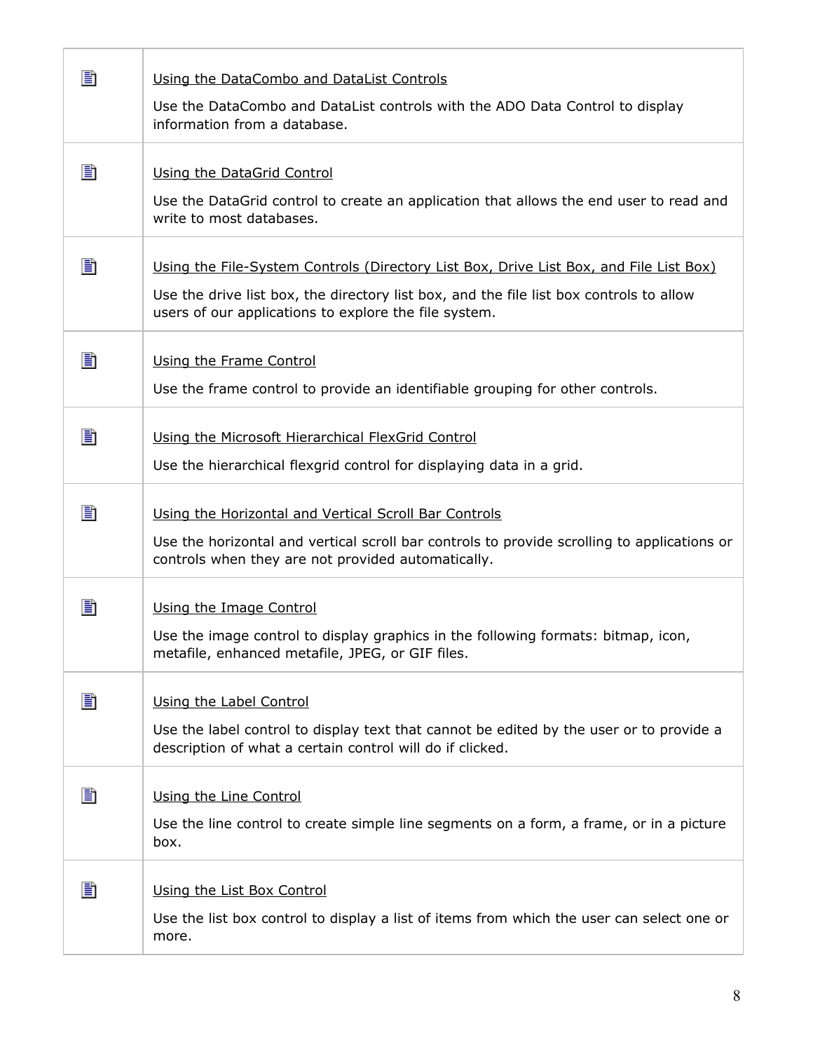| | |
|---|---|
| | Using the DataCombo and DataList Controls<br><br>Use the DataCombo and DataList controls with the ADO Data Control to display information from a database. |
| | Using the DataGrid Control<br><br>Use the DataGrid control to create an application that allows the end user to read and write to most databases. |
| | Using the File-System Controls (Directory List Box, Drive List Box, and File List Box)<br><br>Use the drive list box, the directory list box, and the file list box controls to allow users of our applications to explore the file system. |
| | Using the Frame Control<br><br>Use the frame control to provide an identifiable grouping for other controls. |
| | Using the Microsoft Hierarchical FlexGrid Control<br><br>Use the hierarchical flexgrid control for displaying data in a grid. |
| | Using the Horizontal and Vertical Scroll Bar Controls<br><br>Use the horizontal and vertical scroll bar controls to provide scrolling to applications or controls when they are not provided automatically. |
| | Using the Image Control<br><br>Use the image control to display graphics in the following formats: bitmap, icon, metafile, enhanced metafile, JPEG, or GIF files. |
| | Using the Label Control<br><br>Use the label control to display text that cannot be edited by the user or to provide a description of what a certain control will do if clicked. |
| | Using the Line Control<br><br>Use the line control to create simple line segments on a form, a frame, or in a picture box. |
| | Using the List Box Control<br><br>Use the list box control to display a list of items from which the user can select one or more. |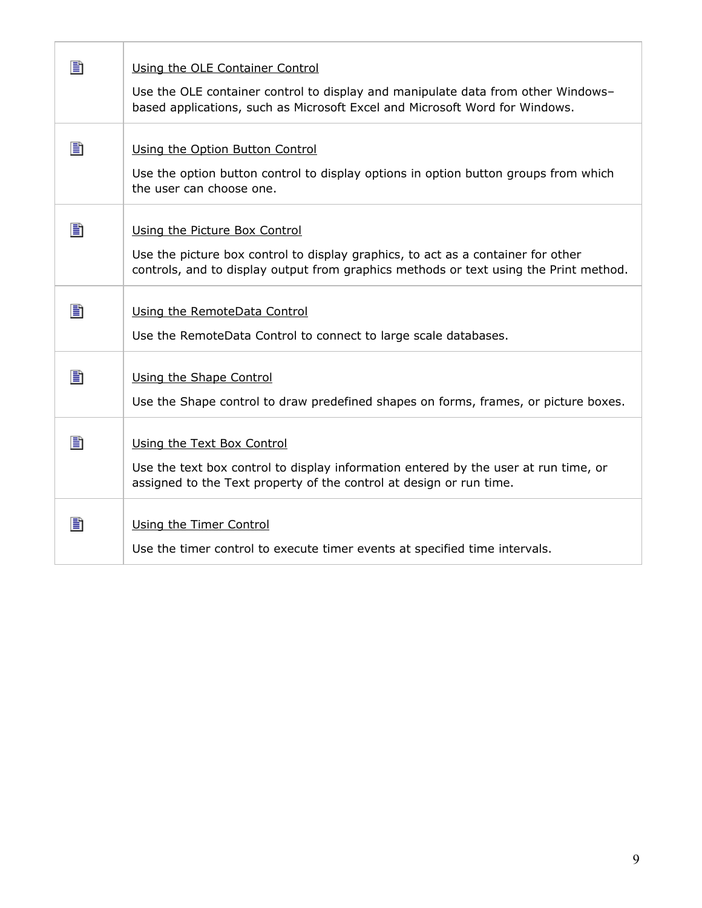| | |
|---|---|
| | Using the OLE Container Control<br><br>Use the OLE container control to display and manipulate data from other Windows–based applications, such as Microsoft Excel and Microsoft Word for Windows. |
| | Using the Option Button Control<br><br>Use the option button control to display options in option button groups from which the user can choose one. |
| | Using the Picture Box Control<br><br>Use the picture box control to display graphics, to act as a container for other controls, and to display output from graphics methods or text using the Print method. |
| | Using the RemoteData Control<br><br>Use the RemoteData Control to connect to large scale databases. |
| | Using the Shape Control<br><br>Use the Shape control to draw predefined shapes on forms, frames, or picture boxes. |
| | Using the Text Box Control<br><br>Use the text box control to display information entered by the user at run time, or assigned to the Text property of the control at design or run time. |
| | Using the Timer Control<br><br>Use the timer control to execute timer events at specified time intervals. |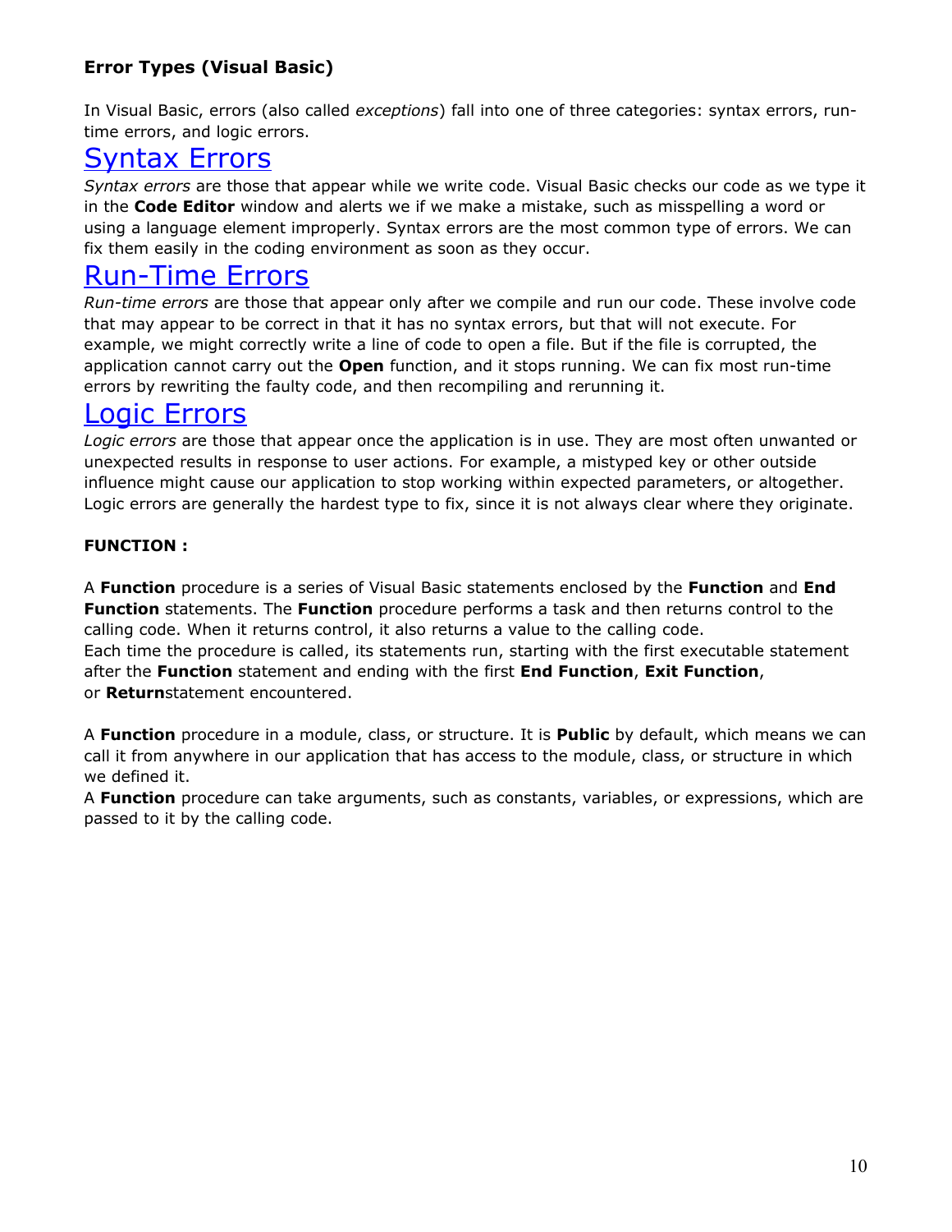**Error Types (Visual Basic)**

In Visual Basic, errors (also called *exceptions*) fall into one of three categories: syntax errors, run-time errors, and logic errors.

## Syntax Errors

*Syntax errors* are those that appear while we write code. Visual Basic checks our code as we type it in the **Code Editor** window and alerts we if we make a mistake, such as misspelling a word or using a language element improperly. Syntax errors are the most common type of errors. We can fix them easily in the coding environment as soon as they occur.

## Run-Time Errors

*Run-time errors* are those that appear only after we compile and run our code. These involve code that may appear to be correct in that it has no syntax errors, but that will not execute. For example, we might correctly write a line of code to open a file. But if the file is corrupted, the application cannot carry out the **Open** function, and it stops running. We can fix most run-time errors by rewriting the faulty code, and then recompiling and rerunning it.

## Logic Errors

*Logic errors* are those that appear once the application is in use. They are most often unwanted or unexpected results in response to user actions. For example, a mistyped key or other outside influence might cause our application to stop working within expected parameters, or altogether. Logic errors are generally the hardest type to fix, since it is not always clear where they originate.

**FUNCTION :**

A **Function** procedure is a series of Visual Basic statements enclosed by the **Function** and **End Function** statements. The **Function** procedure performs a task and then returns control to the calling code. When it returns control, it also returns a value to the calling code.
Each time the procedure is called, its statements run, starting with the first executable statement after the **Function** statement and ending with the first **End Function**, **Exit Function**, or **Return**statement encountered.

A **Function** procedure in a module, class, or structure. It is **Public** by default, which means we can call it from anywhere in our application that has access to the module, class, or structure in which we defined it.
A **Function** procedure can take arguments, such as constants, variables, or expressions, which are passed to it by the calling code.